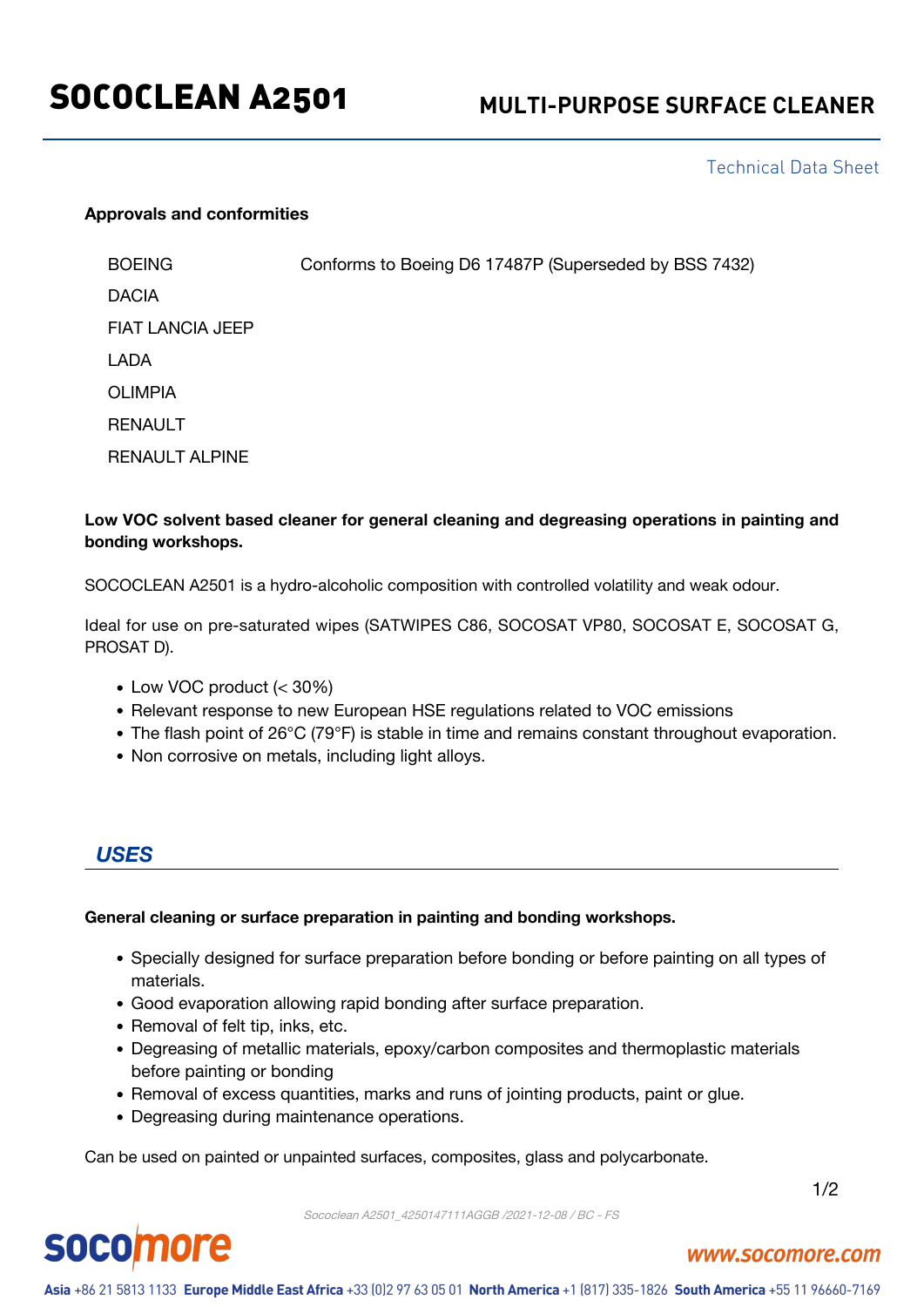# SOCOCLEAN A2501

## MULTI-PURPOSE SURFACE CLEANER

Technical Data Sheet

**Approvals and conformities**

| | |
|---|---|
| BOEING | Conforms to Boeing D6 17487P (Superseded by BSS 7432) |
| DACIA | |
| FIAT LANCIA JEEP | |
| LADA | |
| OLIMPIA | |
| RENAULT | |
| RENAULT ALPINE | |

**Low VOC solvent based cleaner for general cleaning and degreasing operations in painting and bonding workshops.**

SOCOCLEAN A2501 is a hydro-alcoholic composition with controlled volatility and weak odour.

Ideal for use on pre-saturated wipes (SATWIPES C86, SOCOSAT VP80, SOCOSAT E, SOCOSAT G, PROSAT D).

- Low VOC product (< 30%)
- Relevant response to new European HSE regulations related to VOC emissions
- The flash point of 26°C (79°F) is stable in time and remains constant throughout evaporation.
- Non corrosive on metals, including light alloys.

## *USES*

**General cleaning or surface preparation in painting and bonding workshops.**

- Specially designed for surface preparation before bonding or before painting on all types of materials.
- Good evaporation allowing rapid bonding after surface preparation.
- Removal of felt tip, inks, etc.
- Degreasing of metallic materials, epoxy/carbon composites and thermoplastic materials before painting or bonding
- Removal of excess quantities, marks and runs of jointing products, paint or glue.
- Degreasing during maintenance operations.

Can be used on painted or unpainted surfaces, composites, glass and polycarbonate.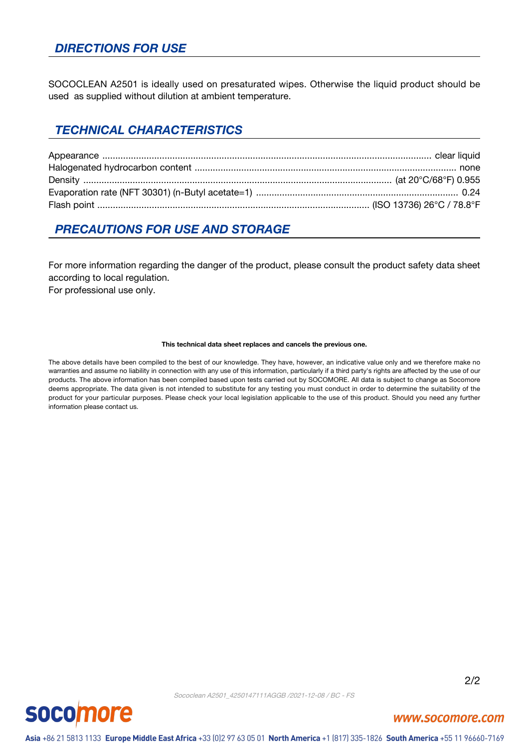## DIRECTIONS FOR USE

SOCOCLEAN A2501 is ideally used on presaturated wipes. Otherwise the liquid product should be used as supplied without dilution at ambient temperature.

## TECHNICAL CHARACTERISTICS

Appearance ............................................................................................................................ clear liquid
Halogenated hydrocarbon content .................................................................................................. none
Density ...................................................................................................................... (at 20°C/68°F) 0.955
Evaporation rate (NFT 30301) (n-Butyl acetate=1) ............................................................................ 0.24
Flash point ........................................................................................................ (ISO 13736) 26°C / 78.8°F

## PRECAUTIONS FOR USE AND STORAGE

For more information regarding the danger of the product, please consult the product safety data sheet according to local regulation.
For professional use only.

**This technical data sheet replaces and cancels the previous one.**

The above details have been compiled to the best of our knowledge. They have, however, an indicative value only and we therefore make no warranties and assume no liability in connection with any use of this information, particularly if a third party's rights are affected by the use of our products. The above information has been compiled based upon tests carried out by SOCOMORE. All data is subject to change as Socomore deems appropriate. The data given is not intended to substitute for any testing you must conduct in order to determine the suitability of the product for your particular purposes. Please check your local legislation applicable to the use of this product. Should you need any further information please contact us.

*Sococlean A2501_4250147111AGGB /2021-12-08 / BC - FS*

socomore

www.socomore.com

**Asia** +86 21 5813 1133 **Europe Middle East Africa** +33 (0)2 97 63 05 01 **North America** +1 (817) 335-1826 **South America** +55 11 96660-7169